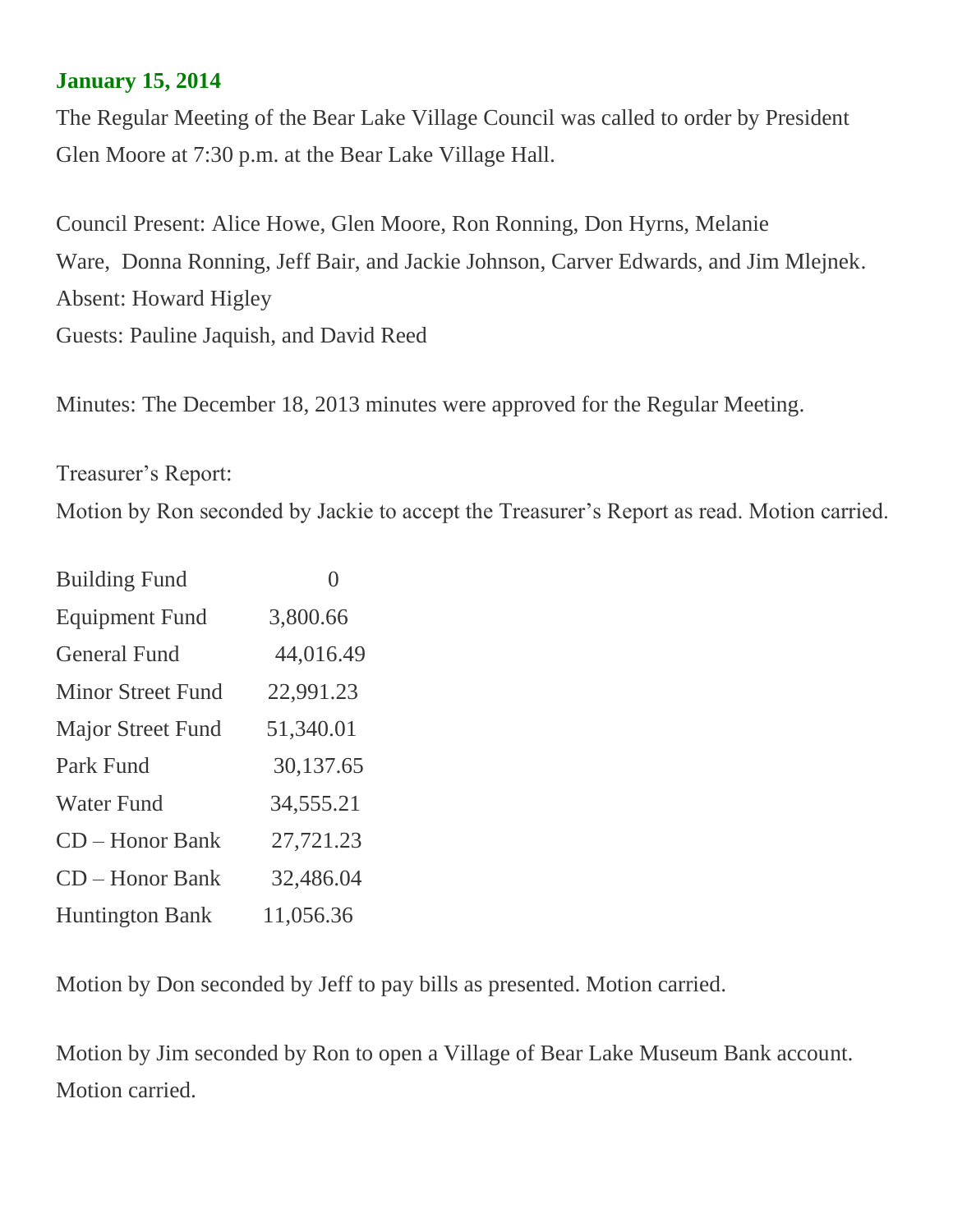**January 15, 2014**

The Regular Meeting of the Bear Lake Village Council was called to order by President Glen Moore at 7:30 p.m. at the Bear Lake Village Hall.

Council Present: Alice Howe, Glen Moore, Ron Ronning, Don Hyrns, Melanie Ware, Donna Ronning, Jeff Bair, and Jackie Johnson, Carver Edwards, and Jim Mlejnek.
Absent: Howard Higley
Guests: Pauline Jaquish, and David Reed

Minutes: The December 18, 2013 minutes were approved for the Regular Meeting.

Treasurer's Report:
Motion by Ron seconded by Jackie to accept the Treasurer's Report as read. Motion carried.

| | |
|---|---|
| Building Fund | 0 |
| Equipment Fund | 3,800.66 |
| General Fund | 44,016.49 |
| Minor Street Fund | 22,991.23 |
| Major Street Fund | 51,340.01 |
| Park Fund | 30,137.65 |
| Water Fund | 34,555.21 |
| CD – Honor Bank | 27,721.23 |
| CD – Honor Bank | 32,486.04 |
| Huntington Bank | 11,056.36 |

Motion by Don seconded by Jeff to pay bills as presented. Motion carried.

Motion by Jim seconded by Ron to open a Village of Bear Lake Museum Bank account. Motion carried.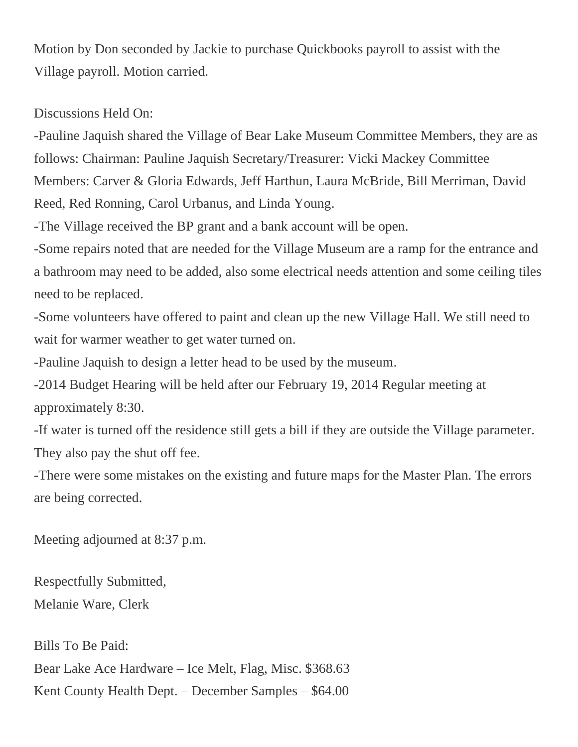Motion by Don seconded by Jackie to purchase Quickbooks payroll to assist with the Village payroll. Motion carried.

Discussions Held On:

-Pauline Jaquish shared the Village of Bear Lake Museum Committee Members, they are as follows: Chairman: Pauline Jaquish Secretary/Treasurer: Vicki Mackey Committee Members: Carver & Gloria Edwards, Jeff Harthun, Laura McBride, Bill Merriman, David Reed, Red Ronning, Carol Urbanus, and Linda Young.

-The Village received the BP grant and a bank account will be open.

-Some repairs noted that are needed for the Village Museum are a ramp for the entrance and a bathroom may need to be added, also some electrical needs attention and some ceiling tiles need to be replaced.

-Some volunteers have offered to paint and clean up the new Village Hall. We still need to wait for warmer weather to get water turned on.

-Pauline Jaquish to design a letter head to be used by the museum.

-2014 Budget Hearing will be held after our February 19, 2014 Regular meeting at approximately 8:30.

-If water is turned off the residence still gets a bill if they are outside the Village parameter. They also pay the shut off fee.

-There were some mistakes on the existing and future maps for the Master Plan. The errors are being corrected.

Meeting adjourned at 8:37 p.m.

Respectfully Submitted,
Melanie Ware, Clerk

Bills To Be Paid:
Bear Lake Ace Hardware – Ice Melt, Flag, Misc. $368.63
Kent County Health Dept. – December Samples – $64.00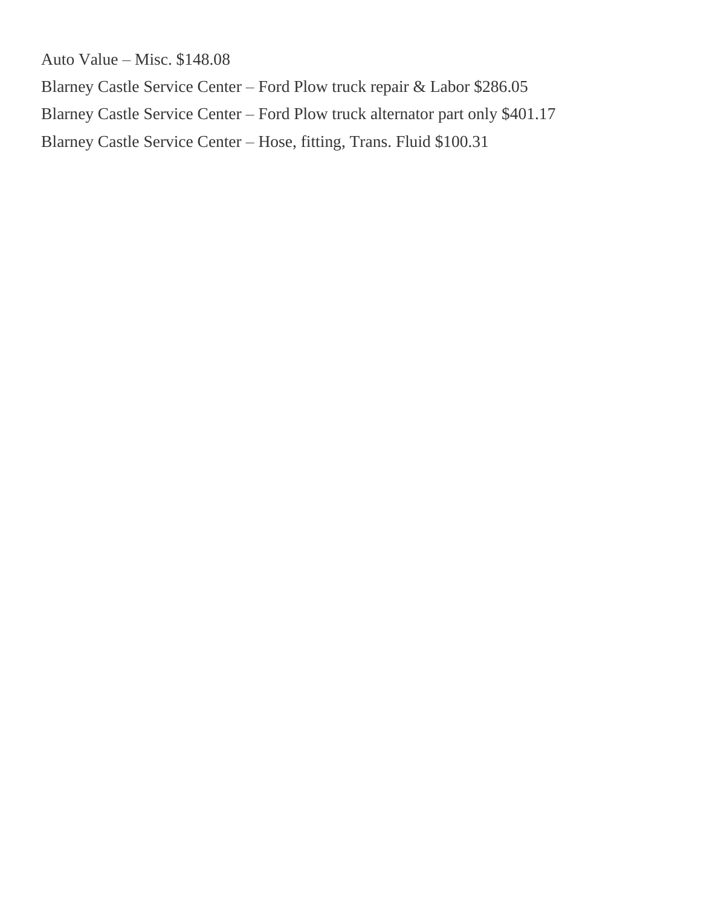Auto Value – Misc. $148.08

Blarney Castle Service Center – Ford Plow truck repair & Labor $286.05

Blarney Castle Service Center – Ford Plow truck alternator part only $401.17

Blarney Castle Service Center – Hose, fitting, Trans. Fluid $100.31